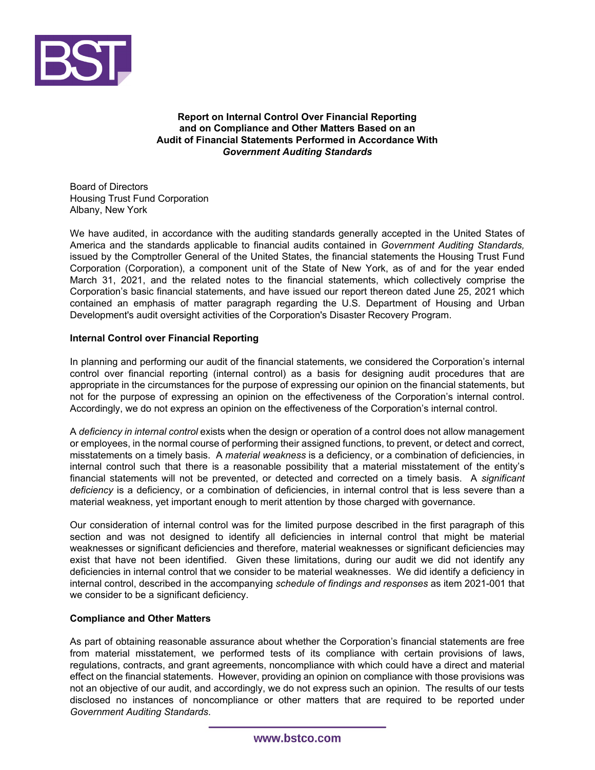BST

**Report on Internal Control Over Financial Reporting and on Compliance and Other Matters Based on an Audit of Financial Statements Performed in Accordance With *Government Auditing Standards***

Board of Directors
Housing Trust Fund Corporation
Albany, New York

We have audited, in accordance with the auditing standards generally accepted in the United States of America and the standards applicable to financial audits contained in *Government Auditing Standards,* issued by the Comptroller General of the United States, the financial statements the Housing Trust Fund Corporation (Corporation), a component unit of the State of New York, as of and for the year ended March 31, 2021, and the related notes to the financial statements, which collectively comprise the Corporation's basic financial statements, and have issued our report thereon dated June 25, 2021 which contained an emphasis of matter paragraph regarding the U.S. Department of Housing and Urban Development's audit oversight activities of the Corporation's Disaster Recovery Program.

**Internal Control over Financial Reporting**

In planning and performing our audit of the financial statements, we considered the Corporation's internal control over financial reporting (internal control) as a basis for designing audit procedures that are appropriate in the circumstances for the purpose of expressing our opinion on the financial statements, but not for the purpose of expressing an opinion on the effectiveness of the Corporation's internal control. Accordingly, we do not express an opinion on the effectiveness of the Corporation's internal control.

A *deficiency in internal control* exists when the design or operation of a control does not allow management or employees, in the normal course of performing their assigned functions, to prevent, or detect and correct, misstatements on a timely basis. A *material weakness* is a deficiency, or a combination of deficiencies, in internal control such that there is a reasonable possibility that a material misstatement of the entity's financial statements will not be prevented, or detected and corrected on a timely basis. A *significant deficiency* is a deficiency, or a combination of deficiencies, in internal control that is less severe than a material weakness, yet important enough to merit attention by those charged with governance.

Our consideration of internal control was for the limited purpose described in the first paragraph of this section and was not designed to identify all deficiencies in internal control that might be material weaknesses or significant deficiencies and therefore, material weaknesses or significant deficiencies may exist that have not been identified. Given these limitations, during our audit we did not identify any deficiencies in internal control that we consider to be material weaknesses. We did identify a deficiency in internal control, described in the accompanying *schedule of findings and responses* as item 2021-001 that we consider to be a significant deficiency.

**Compliance and Other Matters**

As part of obtaining reasonable assurance about whether the Corporation's financial statements are free from material misstatement, we performed tests of its compliance with certain provisions of laws, regulations, contracts, and grant agreements, noncompliance with which could have a direct and material effect on the financial statements. However, providing an opinion on compliance with those provisions was not an objective of our audit, and accordingly, we do not express such an opinion. The results of our tests disclosed no instances of noncompliance or other matters that are required to be reported under *Government Auditing Standards*.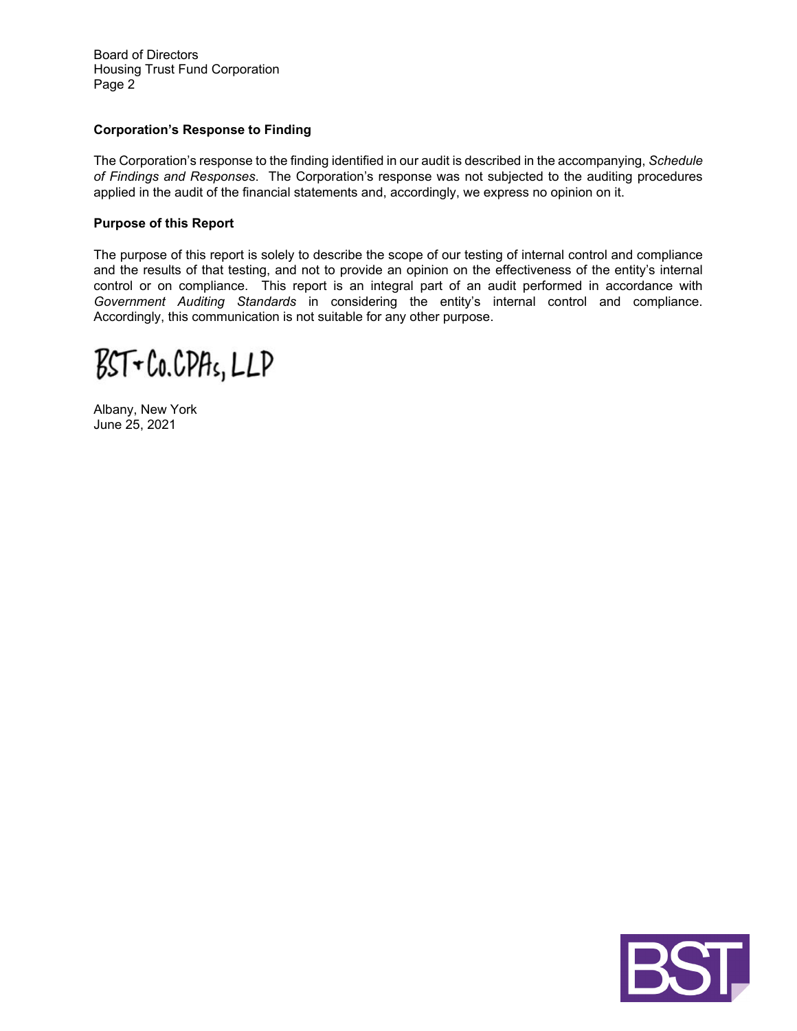Board of Directors
Housing Trust Fund Corporation

**Corporation's Response to Finding**

The Corporation's response to the finding identified in our audit is described in the accompanying, *Schedule of Findings and Responses.* The Corporation's response was not subjected to the auditing procedures applied in the audit of the financial statements and, accordingly, we express no opinion on it.

**Purpose of this Report**

The purpose of this report is solely to describe the scope of our testing of internal control and compliance and the results of that testing, and not to provide an opinion on the effectiveness of the entity's internal control or on compliance. This report is an integral part of an audit performed in accordance with *Government Auditing Standards* in considering the entity's internal control and compliance. Accordingly, this communication is not suitable for any other purpose.

BST+Co.CPAs, LLP

Albany, New York
June 25, 2021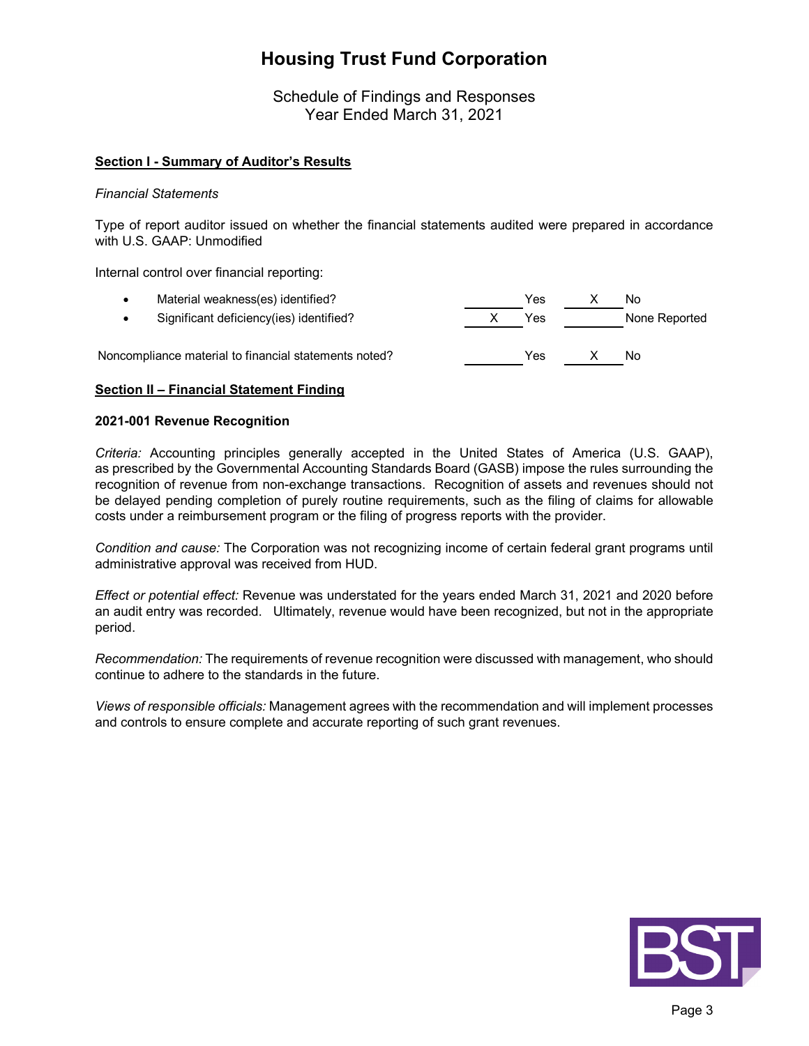# Housing Trust Fund Corporation

Schedule of Findings and Responses
Year Ended March 31, 2021

## Section I - Summary of Auditor's Results

*Financial Statements*

Type of report auditor issued on whether the financial statements audited were prepared in accordance with U.S. GAAP: Unmodified

Internal control over financial reporting:

| | | | | |
|---|---|---|---|---|
| • Material weakness(es) identified? | | Yes | X | No |
| • Significant deficiency(ies) identified? | X | Yes | | None Reported |
| Noncompliance material to financial statements noted? | | Yes | X | No |

## Section II – Financial Statement Finding

### 2021-001 Revenue Recognition

*Criteria:* Accounting principles generally accepted in the United States of America (U.S. GAAP), as prescribed by the Governmental Accounting Standards Board (GASB) impose the rules surrounding the recognition of revenue from non-exchange transactions. Recognition of assets and revenues should not be delayed pending completion of purely routine requirements, such as the filing of claims for allowable costs under a reimbursement program or the filing of progress reports with the provider.

*Condition and cause:* The Corporation was not recognizing income of certain federal grant programs until administrative approval was received from HUD.

*Effect or potential effect:* Revenue was understated for the years ended March 31, 2021 and 2020 before an audit entry was recorded. Ultimately, revenue would have been recognized, but not in the appropriate period.

*Recommendation:* The requirements of revenue recognition were discussed with management, who should continue to adhere to the standards in the future.

*Views of responsible officials:* Management agrees with the recommendation and will implement processes and controls to ensure complete and accurate reporting of such grant revenues.